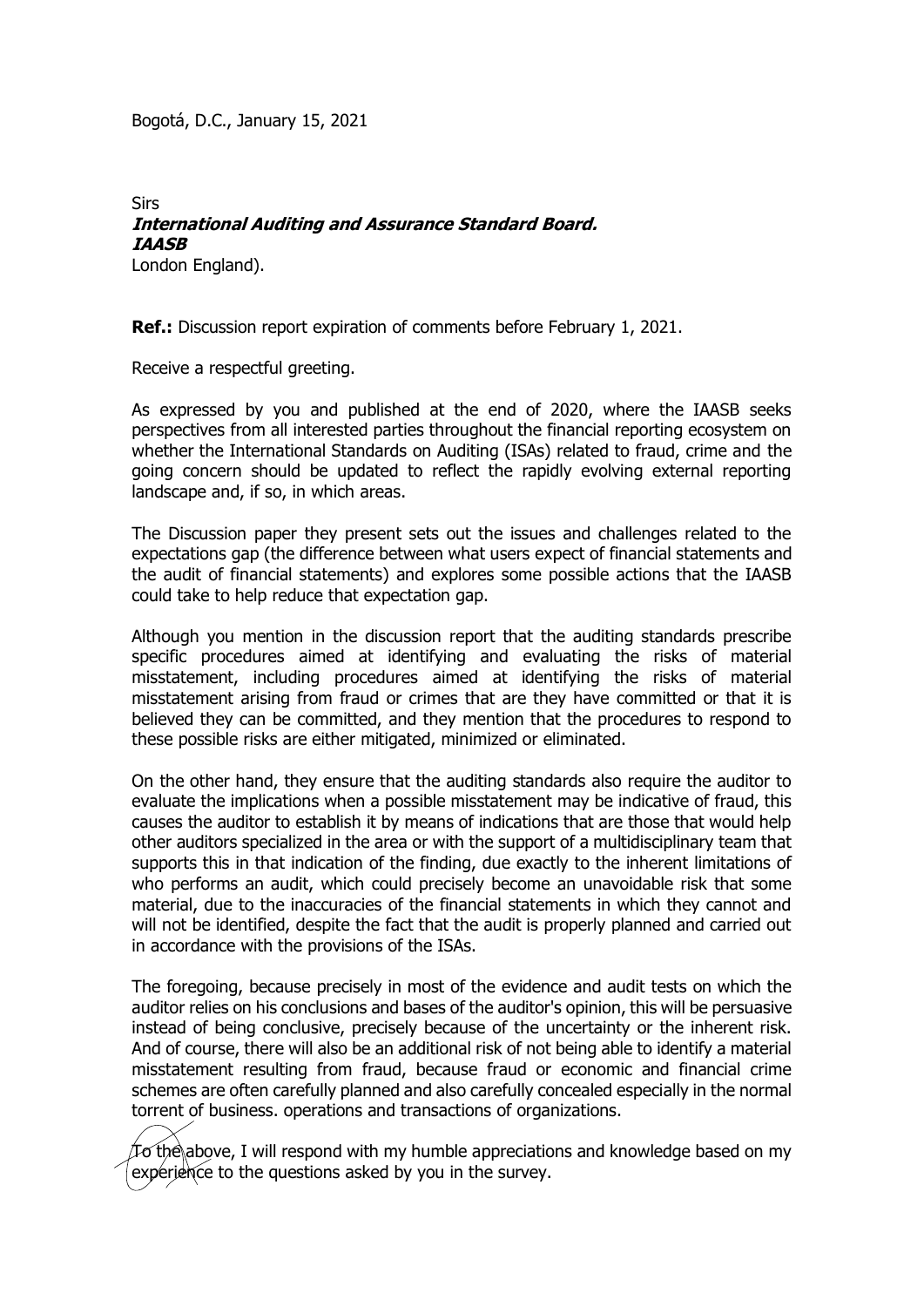Bogotá, D.C., January 15, 2021

Sirs
***International Auditing and Assurance Standard Board.***
***IAASB***
London England).

**Ref.:** Discussion report expiration of comments before February 1, 2021.

Receive a respectful greeting.

As expressed by you and published at the end of 2020, where the IAASB seeks perspectives from all interested parties throughout the financial reporting ecosystem on whether the International Standards on Auditing (ISAs) related to fraud, crime and the going concern should be updated to reflect the rapidly evolving external reporting landscape and, if so, in which areas.

The Discussion paper they present sets out the issues and challenges related to the expectations gap (the difference between what users expect of financial statements and the audit of financial statements) and explores some possible actions that the IAASB could take to help reduce that expectation gap.

Although you mention in the discussion report that the auditing standards prescribe specific procedures aimed at identifying and evaluating the risks of material misstatement, including procedures aimed at identifying the risks of material misstatement arising from fraud or crimes that are they have committed or that it is believed they can be committed, and they mention that the procedures to respond to these possible risks are either mitigated, minimized or eliminated.

On the other hand, they ensure that the auditing standards also require the auditor to evaluate the implications when a possible misstatement may be indicative of fraud, this causes the auditor to establish it by means of indications that are those that would help other auditors specialized in the area or with the support of a multidisciplinary team that supports this in that indication of the finding, due exactly to the inherent limitations of who performs an audit, which could precisely become an unavoidable risk that some material, due to the inaccuracies of the financial statements in which they cannot and will not be identified, despite the fact that the audit is properly planned and carried out in accordance with the provisions of the ISAs.

The foregoing, because precisely in most of the evidence and audit tests on which the auditor relies on his conclusions and bases of the auditor's opinion, this will be persuasive instead of being conclusive, precisely because of the uncertainty or the inherent risk. And of course, there will also be an additional risk of not being able to identify a material misstatement resulting from fraud, because fraud or economic and financial crime schemes are often carefully planned and also carefully concealed especially in the normal torrent of business. operations and transactions of organizations.

To the above, I will respond with my humble appreciations and knowledge based on my experience to the questions asked by you in the survey.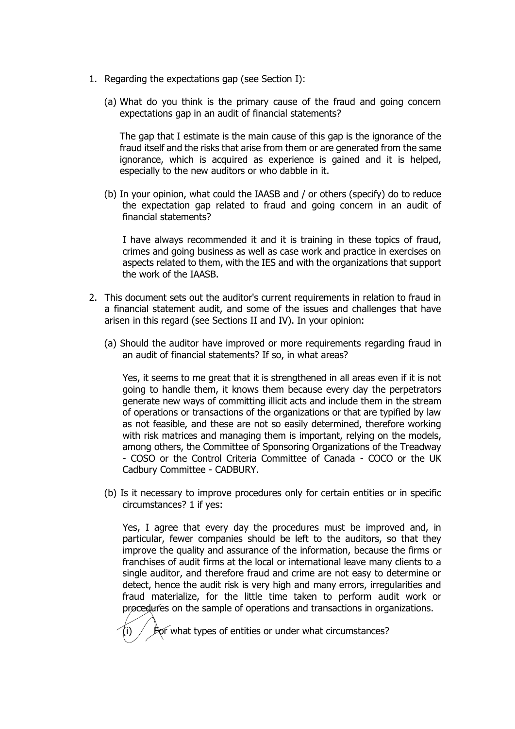1. Regarding the expectations gap (see Section I):

   (a) What do you think is the primary cause of the fraud and going concern expectations gap in an audit of financial statements?

   The gap that I estimate is the main cause of this gap is the ignorance of the fraud itself and the risks that arise from them or are generated from the same ignorance, which is acquired as experience is gained and it is helped, especially to the new auditors or who dabble in it.

   (b) In your opinion, what could the IAASB and / or others (specify) do to reduce the expectation gap related to fraud and going concern in an audit of financial statements?

   I have always recommended it and it is training in these topics of fraud, crimes and going business as well as case work and practice in exercises on aspects related to them, with the IES and with the organizations that support the work of the IAASB.

2. This document sets out the auditor's current requirements in relation to fraud in a financial statement audit, and some of the issues and challenges that have arisen in this regard (see Sections II and IV). In your opinion:

   (a) Should the auditor have improved or more requirements regarding fraud in an audit of financial statements? If so, in what areas?

   Yes, it seems to me great that it is strengthened in all areas even if it is not going to handle them, it knows them because every day the perpetrators generate new ways of committing illicit acts and include them in the stream of operations or transactions of the organizations or that are typified by law as not feasible, and these are not so easily determined, therefore working with risk matrices and managing them is important, relying on the models, among others, the Committee of Sponsoring Organizations of the Treadway - COSO or the Control Criteria Committee of Canada - COCO or the UK Cadbury Committee - CADBURY.

   (b) Is it necessary to improve procedures only for certain entities or in specific circumstances? 1 if yes:

   Yes, I agree that every day the procedures must be improved and, in particular, fewer companies should be left to the auditors, so that they improve the quality and assurance of the information, because the firms or franchises of audit firms at the local or international leave many clients to a single auditor, and therefore fraud and crime are not easy to determine or detect, hence the audit risk is very high and many errors, irregularities and fraud materialize, for the little time taken to perform audit work or procedures on the sample of operations and transactions in organizations.

      (i) For what types of entities or under what circumstances?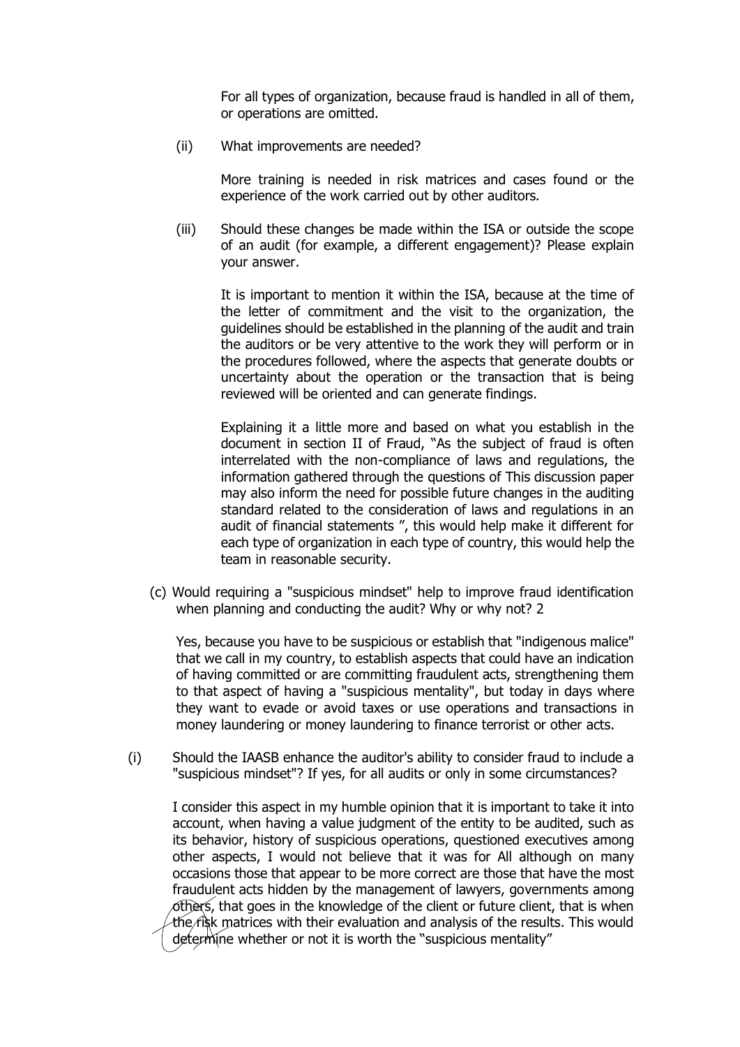For all types of organization, because fraud is handled in all of them, or operations are omitted.

(ii) What improvements are needed?

More training is needed in risk matrices and cases found or the experience of the work carried out by other auditors.

(iii) Should these changes be made within the ISA or outside the scope of an audit (for example, a different engagement)? Please explain your answer.

It is important to mention it within the ISA, because at the time of the letter of commitment and the visit to the organization, the guidelines should be established in the planning of the audit and train the auditors or be very attentive to the work they will perform or in the procedures followed, where the aspects that generate doubts or uncertainty about the operation or the transaction that is being reviewed will be oriented and can generate findings.

Explaining it a little more and based on what you establish in the document in section II of Fraud, "As the subject of fraud is often interrelated with the non-compliance of laws and regulations, the information gathered through the questions of This discussion paper may also inform the need for possible future changes in the auditing standard related to the consideration of laws and regulations in an audit of financial statements ", this would help make it different for each type of organization in each type of country, this would help the team in reasonable security.

(c) Would requiring a "suspicious mindset" help to improve fraud identification when planning and conducting the audit? Why or why not? 2

Yes, because you have to be suspicious or establish that "indigenous malice" that we call in my country, to establish aspects that could have an indication of having committed or are committing fraudulent acts, strengthening them to that aspect of having a "suspicious mentality", but today in days where they want to evade or avoid taxes or use operations and transactions in money laundering or money laundering to finance terrorist or other acts.

(i) Should the IAASB enhance the auditor's ability to consider fraud to include a "suspicious mindset"? If yes, for all audits or only in some circumstances?

I consider this aspect in my humble opinion that it is important to take it into account, when having a value judgment of the entity to be audited, such as its behavior, history of suspicious operations, questioned executives among other aspects, I would not believe that it was for All although on many occasions those that appear to be more correct are those that have the most fraudulent acts hidden by the management of lawyers, governments among others, that goes in the knowledge of the client or future client, that is when the risk matrices with their evaluation and analysis of the results. This would determine whether or not it is worth the "suspicious mentality"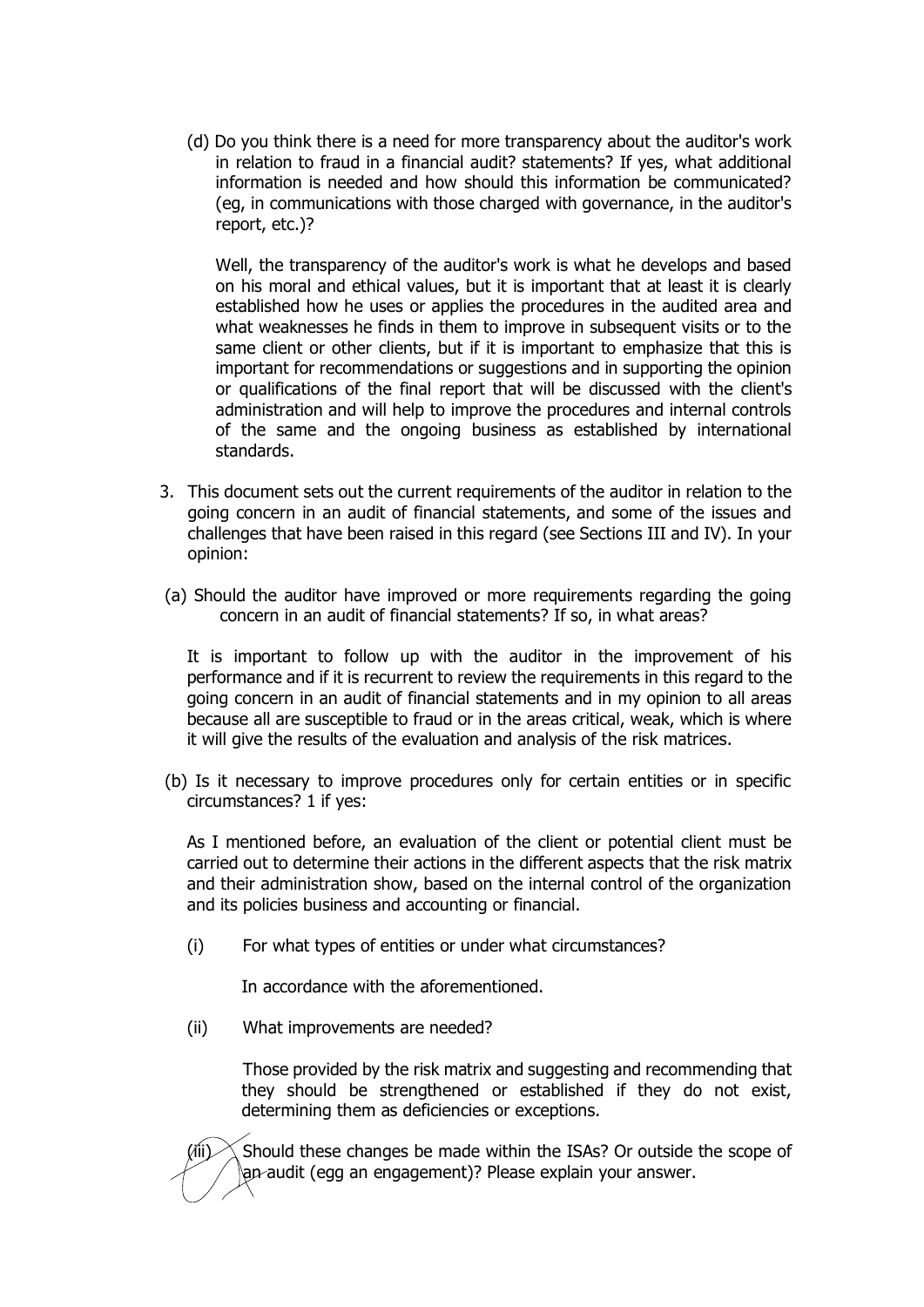(d) Do you think there is a need for more transparency about the auditor's work in relation to fraud in a financial audit? statements? If yes, what additional information is needed and how should this information be communicated? (eg, in communications with those charged with governance, in the auditor's report, etc.)?

Well, the transparency of the auditor's work is what he develops and based on his moral and ethical values, but it is important that at least it is clearly established how he uses or applies the procedures in the audited area and what weaknesses he finds in them to improve in subsequent visits or to the same client or other clients, but if it is important to emphasize that this is important for recommendations or suggestions and in supporting the opinion or qualifications of the final report that will be discussed with the client's administration and will help to improve the procedures and internal controls of the same and the ongoing business as established by international standards.

3. This document sets out the current requirements of the auditor in relation to the going concern in an audit of financial statements, and some of the issues and challenges that have been raised in this regard (see Sections III and IV). In your opinion:

(a) Should the auditor have improved or more requirements regarding the going concern in an audit of financial statements? If so, in what areas?

It is important to follow up with the auditor in the improvement of his performance and if it is recurrent to review the requirements in this regard to the going concern in an audit of financial statements and in my opinion to all areas because all are susceptible to fraud or in the areas critical, weak, which is where it will give the results of the evaluation and analysis of the risk matrices.

(b) Is it necessary to improve procedures only for certain entities or in specific circumstances? 1 if yes:

As I mentioned before, an evaluation of the client or potential client must be carried out to determine their actions in the different aspects that the risk matrix and their administration show, based on the internal control of the organization and its policies business and accounting or financial.

(i) For what types of entities or under what circumstances?

In accordance with the aforementioned.

(ii) What improvements are needed?

Those provided by the risk matrix and suggesting and recommending that they should be strengthened or established if they do not exist, determining them as deficiencies or exceptions.

(iii) Should these changes be made within the ISAs? Or outside the scope of an audit (egg an engagement)? Please explain your answer.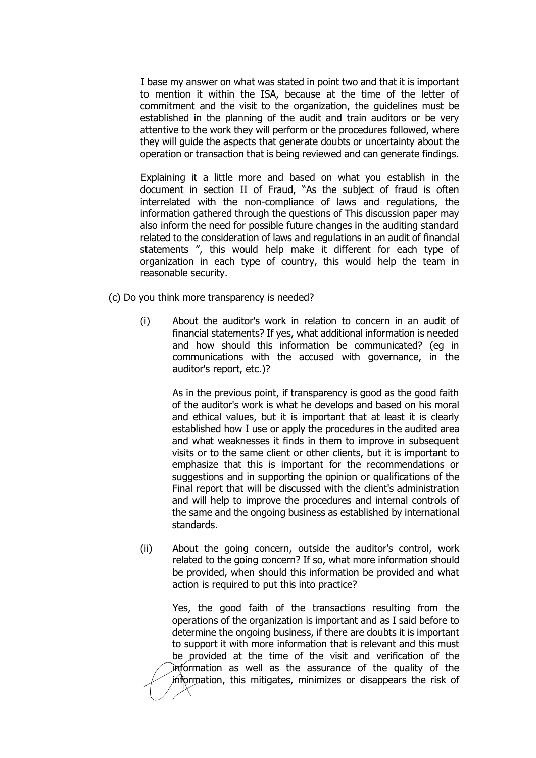I base my answer on what was stated in point two and that it is important to mention it within the ISA, because at the time of the letter of commitment and the visit to the organization, the guidelines must be established in the planning of the audit and train auditors or be very attentive to the work they will perform or the procedures followed, where they will guide the aspects that generate doubts or uncertainty about the operation or transaction that is being reviewed and can generate findings.

Explaining it a little more and based on what you establish in the document in section II of Fraud, "As the subject of fraud is often interrelated with the non-compliance of laws and regulations, the information gathered through the questions of This discussion paper may also inform the need for possible future changes in the auditing standard related to the consideration of laws and regulations in an audit of financial statements ", this would help make it different for each type of organization in each type of country, this would help the team in reasonable security.

(c) Do you think more transparency is needed?

(i) About the auditor's work in relation to concern in an audit of financial statements? If yes, what additional information is needed and how should this information be communicated? (eg in communications with the accused with governance, in the auditor's report, etc.)?

As in the previous point, if transparency is good as the good faith of the auditor's work is what he develops and based on his moral and ethical values, but it is important that at least it is clearly established how I use or apply the procedures in the audited area and what weaknesses it finds in them to improve in subsequent visits or to the same client or other clients, but it is important to emphasize that this is important for the recommendations or suggestions and in supporting the opinion or qualifications of the Final report that will be discussed with the client's administration and will help to improve the procedures and internal controls of the same and the ongoing business as established by international standards.

(ii) About the going concern, outside the auditor's control, work related to the going concern? If so, what more information should be provided, when should this information be provided and what action is required to put this into practice?

Yes, the good faith of the transactions resulting from the operations of the organization is important and as I said before to determine the ongoing business, if there are doubts it is important to support it with more information that is relevant and this must be provided at the time of the visit and verification of the information as well as the assurance of the quality of the information, this mitigates, minimizes or disappears the risk of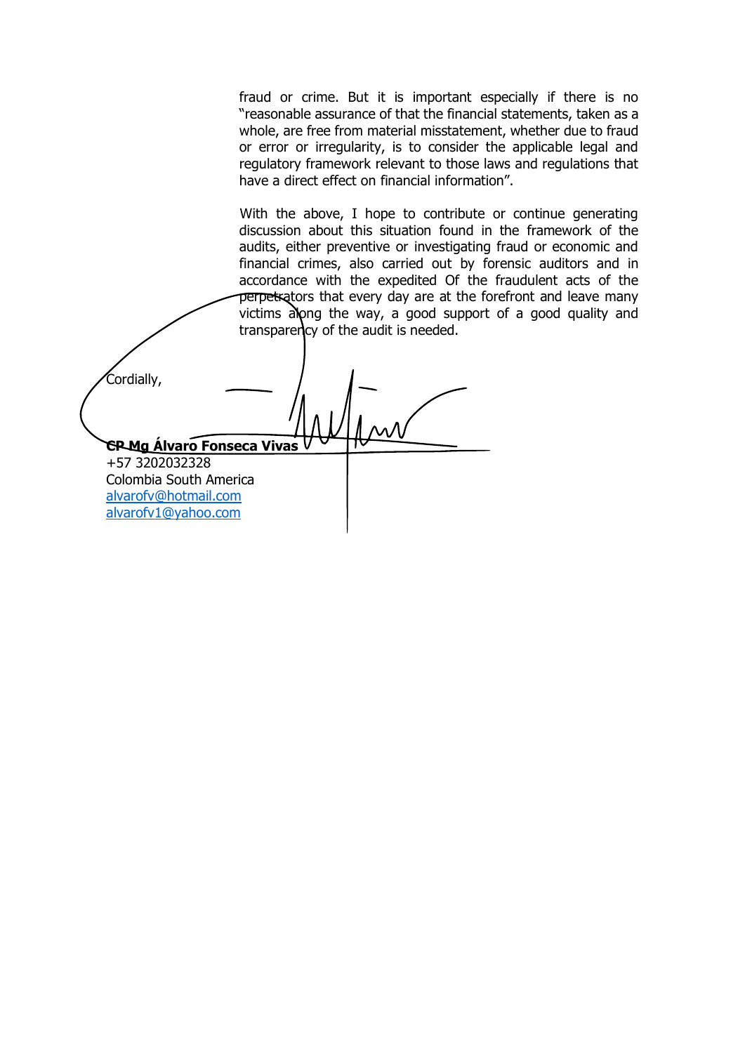fraud or crime. But it is important especially if there is no "reasonable assurance of that the financial statements, taken as a whole, are free from material misstatement, whether due to fraud or error or irregularity, is to consider the applicable legal and regulatory framework relevant to those laws and regulations that have a direct effect on financial information".

With the above, I hope to contribute or continue generating discussion about this situation found in the framework of the audits, either preventive or investigating fraud or economic and financial crimes, also carried out by forensic auditors and in accordance with the expedited Of the fraudulent acts of the perpetrators that every day are at the forefront and leave many victims along the way, a good support of a good quality and transparency of the audit is needed.

Cordially,

**CP Mg Álvaro Fonseca Vivas**
+57 3202032328
Colombia South America
alvarofv@hotmail.com
alvarofv1@yahoo.com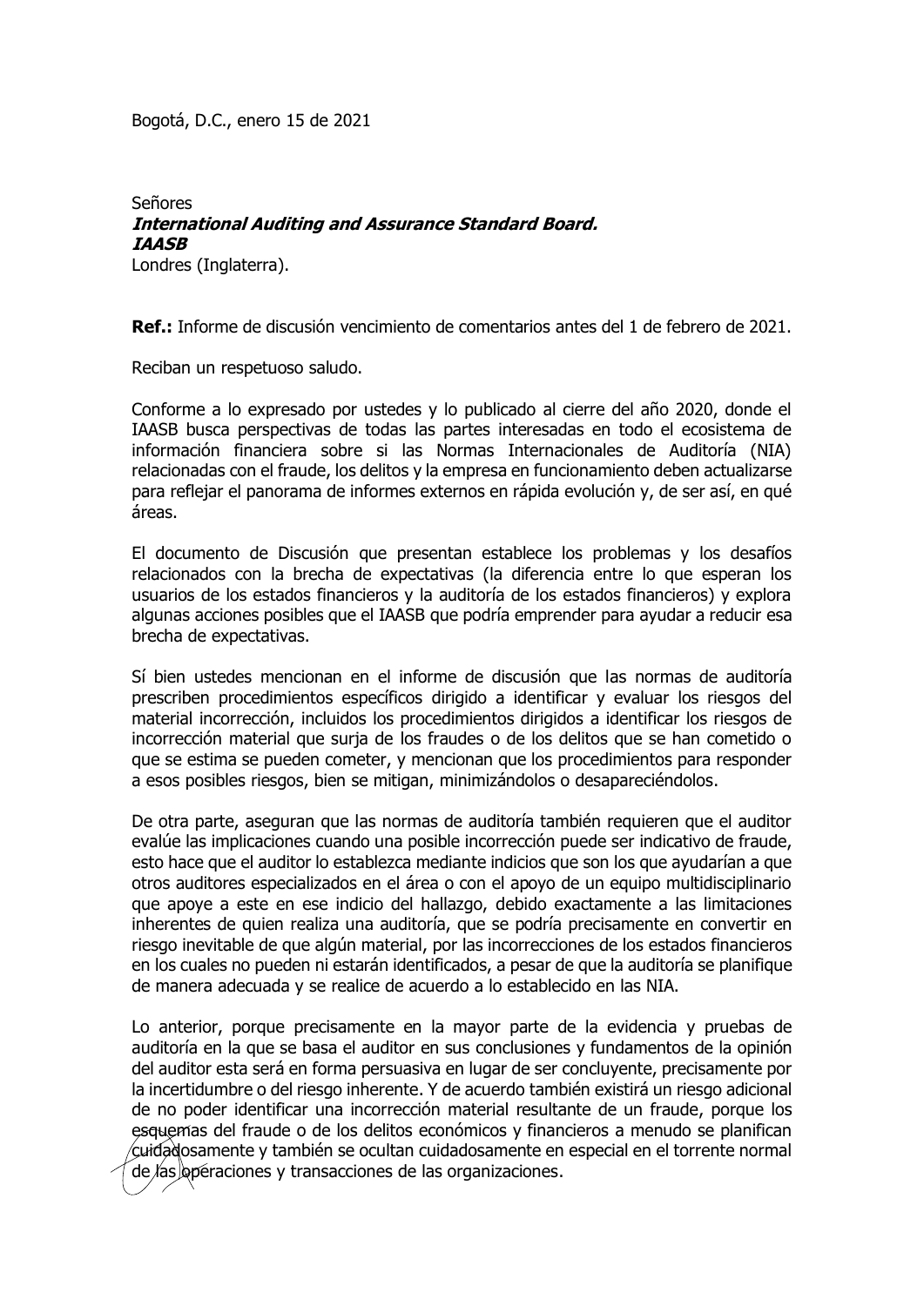Bogotá, D.C., enero 15 de 2021

Señores
***International Auditing and Assurance Standard Board.***
***IAASB***
Londres (Inglaterra).

**Ref.:** Informe de discusión vencimiento de comentarios antes del 1 de febrero de 2021.

Reciban un respetuoso saludo.

Conforme a lo expresado por ustedes y lo publicado al cierre del año 2020, donde el IAASB busca perspectivas de todas las partes interesadas en todo el ecosistema de información financiera sobre si las Normas Internacionales de Auditoría (NIA) relacionadas con el fraude, los delitos y la empresa en funcionamiento deben actualizarse para reflejar el panorama de informes externos en rápida evolución y, de ser así, en qué áreas.

El documento de Discusión que presentan establece los problemas y los desafíos relacionados con la brecha de expectativas (la diferencia entre lo que esperan los usuarios de los estados financieros y la auditoría de los estados financieros) y explora algunas acciones posibles que el IAASB que podría emprender para ayudar a reducir esa brecha de expectativas.

Sí bien ustedes mencionan en el informe de discusión que las normas de auditoría prescriben procedimientos específicos dirigido a identificar y evaluar los riesgos del material incorrección, incluidos los procedimientos dirigidos a identificar los riesgos de incorrección material que surja de los fraudes o de los delitos que se han cometido o que se estima se pueden cometer, y mencionan que los procedimientos para responder a esos posibles riesgos, bien se mitigan, minimizándolos o desapareciéndolos.

De otra parte, aseguran que las normas de auditoría también requieren que el auditor evalúe las implicaciones cuando una posible incorrección puede ser indicativo de fraude, esto hace que el auditor lo establezca mediante indicios que son los que ayudarían a que otros auditores especializados en el área o con el apoyo de un equipo multidisciplinario que apoye a este en ese indicio del hallazgo, debido exactamente a las limitaciones inherentes de quien realiza una auditoría, que se podría precisamente en convertir en riesgo inevitable de que algún material, por las incorrecciones de los estados financieros en los cuales no pueden ni estarán identificados, a pesar de que la auditoría se planifique de manera adecuada y se realice de acuerdo a lo establecido en las NIA.

Lo anterior, porque precisamente en la mayor parte de la evidencia y pruebas de auditoría en la que se basa el auditor en sus conclusiones y fundamentos de la opinión del auditor esta será en forma persuasiva en lugar de ser concluyente, precisamente por la incertidumbre o del riesgo inherente. Y de acuerdo también existirá un riesgo adicional de no poder identificar una incorrección material resultante de un fraude, porque los esquemas del fraude o de los delitos económicos y financieros a menudo se planifican cuidadosamente y también se ocultan cuidadosamente en especial en el torrente normal de las operaciones y transacciones de las organizaciones.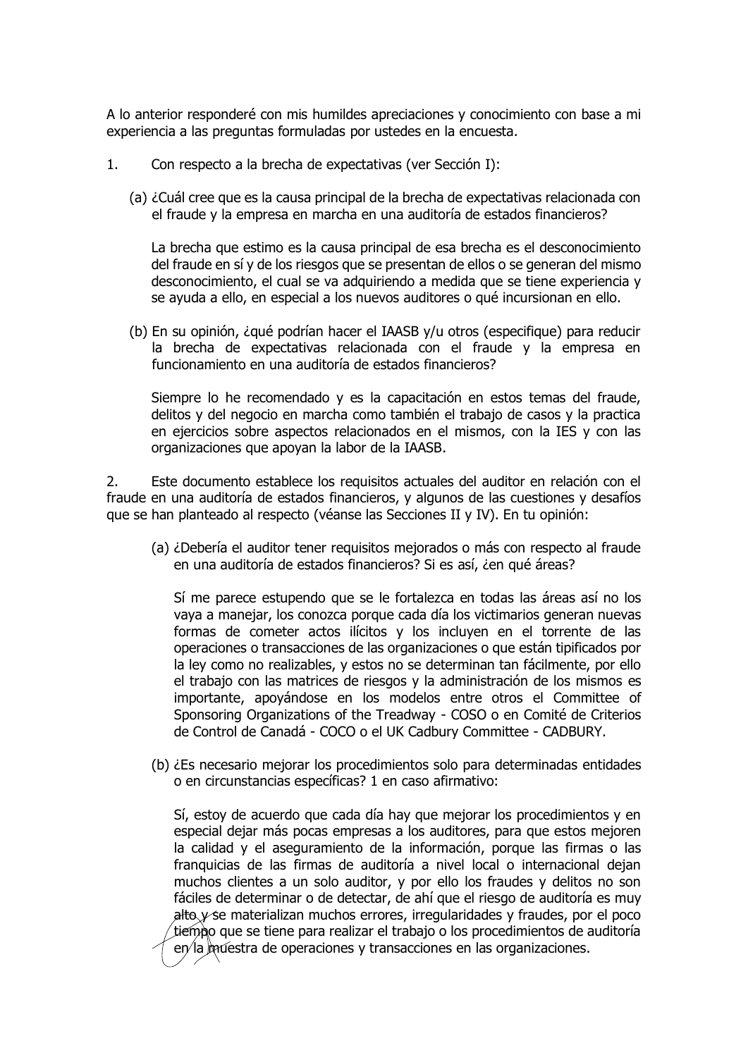A lo anterior responderé con mis humildes apreciaciones y conocimiento con base a mi experiencia a las preguntas formuladas por ustedes en la encuesta.

1. Con respecto a la brecha de expectativas (ver Sección I):

   (a) ¿Cuál cree que es la causa principal de la brecha de expectativas relacionada con el fraude y la empresa en marcha en una auditoría de estados financieros?

   La brecha que estimo es la causa principal de esa brecha es el desconocimiento del fraude en sí y de los riesgos que se presentan de ellos o se generan del mismo desconocimiento, el cual se va adquiriendo a medida que se tiene experiencia y se ayuda a ello, en especial a los nuevos auditores o qué incursionan en ello.

   (b) En su opinión, ¿qué podrían hacer el IAASB y/u otros (especifique) para reducir la brecha de expectativas relacionada con el fraude y la empresa en funcionamiento en una auditoría de estados financieros?

   Siempre lo he recomendado y es la capacitación en estos temas del fraude, delitos y del negocio en marcha como también el trabajo de casos y la practica en ejercicios sobre aspectos relacionados en el mismos, con la IES y con las organizaciones que apoyan la labor de la IAASB.

2. Este documento establece los requisitos actuales del auditor en relación con el fraude en una auditoría de estados financieros, y algunos de las cuestiones y desafíos que se han planteado al respecto (véanse las Secciones II y IV). En tu opinión:

   (a) ¿Debería el auditor tener requisitos mejorados o más con respecto al fraude en una auditoría de estados financieros? Si es así, ¿en qué áreas?

   Sí me parece estupendo que se le fortalezca en todas las áreas así no los vaya a manejar, los conozca porque cada día los victimarios generan nuevas formas de cometer actos ilícitos y los incluyen en el torrente de las operaciones o transacciones de las organizaciones o que están tipificados por la ley como no realizables, y estos no se determinan tan fácilmente, por ello el trabajo con las matrices de riesgos y la administración de los mismos es importante, apoyándose en los modelos entre otros el Committee of Sponsoring Organizations of the Treadway - COSO o en Comité de Criterios de Control de Canadá - COCO o el UK Cadbury Committee - CADBURY.

   (b) ¿Es necesario mejorar los procedimientos solo para determinadas entidades o en circunstancias específicas? 1 en caso afirmativo:

   Sí, estoy de acuerdo que cada día hay que mejorar los procedimientos y en especial dejar más pocas empresas a los auditores, para que estos mejoren la calidad y el aseguramiento de la información, porque las firmas o las franquicias de las firmas de auditoría a nivel local o internacional dejan muchos clientes a un solo auditor, y por ello los fraudes y delitos no son fáciles de determinar o de detectar, de ahí que el riesgo de auditoría es muy alto y se materializan muchos errores, irregularidades y fraudes, por el poco tiempo que se tiene para realizar el trabajo o los procedimientos de auditoría en la muestra de operaciones y transacciones en las organizaciones.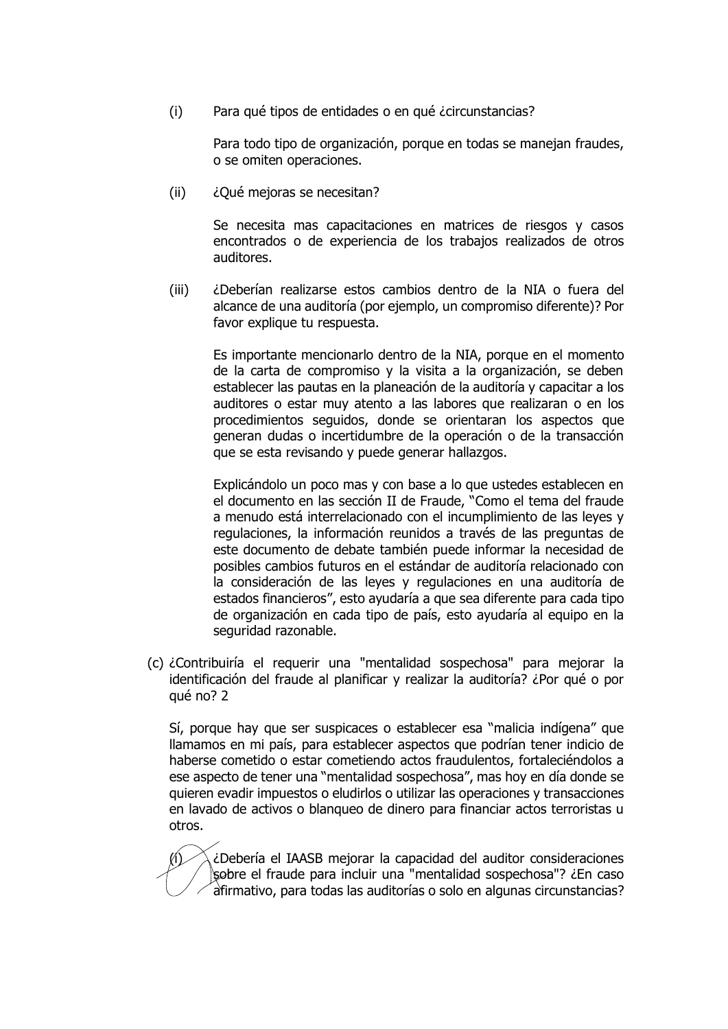(i) Para qué tipos de entidades o en qué ¿circunstancias?

Para todo tipo de organización, porque en todas se manejan fraudes, o se omiten operaciones.

(ii) ¿Qué mejoras se necesitan?

Se necesita mas capacitaciones en matrices de riesgos y casos encontrados o de experiencia de los trabajos realizados de otros auditores.

(iii) ¿Deberían realizarse estos cambios dentro de la NIA o fuera del alcance de una auditoría (por ejemplo, un compromiso diferente)? Por favor explique tu respuesta.

Es importante mencionarlo dentro de la NIA, porque en el momento de la carta de compromiso y la visita a la organización, se deben establecer las pautas en la planeación de la auditoría y capacitar a los auditores o estar muy atento a las labores que realizaran o en los procedimientos seguidos, donde se orientaran los aspectos que generan dudas o incertidumbre de la operación o de la transacción que se esta revisando y puede generar hallazgos.

Explicándolo un poco mas y con base a lo que ustedes establecen en el documento en las sección II de Fraude, "Como el tema del fraude a menudo está interrelacionado con el incumplimiento de las leyes y regulaciones, la información reunidos a través de las preguntas de este documento de debate también puede informar la necesidad de posibles cambios futuros en el estándar de auditoría relacionado con la consideración de las leyes y regulaciones en una auditoría de estados financieros", esto ayudaría a que sea diferente para cada tipo de organización en cada tipo de país, esto ayudaría al equipo en la seguridad razonable.

(c) ¿Contribuiría el requerir una "mentalidad sospechosa" para mejorar la identificación del fraude al planificar y realizar la auditoría? ¿Por qué o por qué no? 2

Sí, porque hay que ser suspicaces o establecer esa "malicia indígena" que llamamos en mi país, para establecer aspectos que podrían tener indicio de haberse cometido o estar cometiendo actos fraudulentos, fortaleciéndolos a ese aspecto de tener una "mentalidad sospechosa", mas hoy en día donde se quieren evadir impuestos o eludirlos o utilizar las operaciones y transacciones en lavado de activos o blanqueo de dinero para financiar actos terroristas u otros.

(i) ¿Debería el IAASB mejorar la capacidad del auditor consideraciones sobre el fraude para incluir una "mentalidad sospechosa"? ¿En caso afirmativo, para todas las auditorías o solo en algunas circunstancias?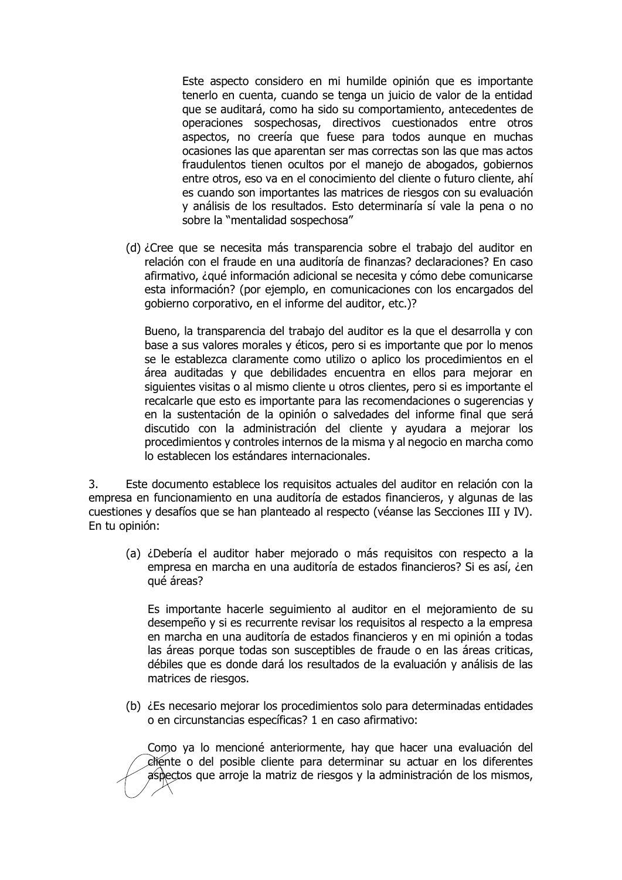Este aspecto considero en mi humilde opinión que es importante tenerlo en cuenta, cuando se tenga un juicio de valor de la entidad que se auditará, como ha sido su comportamiento, antecedentes de operaciones sospechosas, directivos cuestionados entre otros aspectos, no creería que fuese para todos aunque en muchas ocasiones las que aparentan ser mas correctas son las que mas actos fraudulentos tienen ocultos por el manejo de abogados, gobiernos entre otros, eso va en el conocimiento del cliente o futuro cliente, ahí es cuando son importantes las matrices de riesgos con su evaluación y análisis de los resultados. Esto determinaría sí vale la pena o no sobre la "mentalidad sospechosa"

(d) ¿Cree que se necesita más transparencia sobre el trabajo del auditor en relación con el fraude en una auditoría de finanzas? declaraciones? En caso afirmativo, ¿qué información adicional se necesita y cómo debe comunicarse esta información? (por ejemplo, en comunicaciones con los encargados del gobierno corporativo, en el informe del auditor, etc.)?

Bueno, la transparencia del trabajo del auditor es la que el desarrolla y con base a sus valores morales y éticos, pero si es importante que por lo menos se le establezca claramente como utilizo o aplico los procedimientos en el área auditadas y que debilidades encuentra en ellos para mejorar en siguientes visitas o al mismo cliente u otros clientes, pero si es importante el recalcarle que esto es importante para las recomendaciones o sugerencias y en la sustentación de la opinión o salvedades del informe final que será discutido con la administración del cliente y ayudara a mejorar los procedimientos y controles internos de la misma y al negocio en marcha como lo establecen los estándares internacionales.

3. Este documento establece los requisitos actuales del auditor en relación con la empresa en funcionamiento en una auditoría de estados financieros, y algunas de las cuestiones y desafíos que se han planteado al respecto (véanse las Secciones III y IV). En tu opinión:

(a) ¿Debería el auditor haber mejorado o más requisitos con respecto a la empresa en marcha en una auditoría de estados financieros? Si es así, ¿en qué áreas?

Es importante hacerle seguimiento al auditor en el mejoramiento de su desempeño y si es recurrente revisar los requisitos al respecto a la empresa en marcha en una auditoría de estados financieros y en mi opinión a todas las áreas porque todas son susceptibles de fraude o en las áreas criticas, débiles que es donde dará los resultados de la evaluación y análisis de las matrices de riesgos.

(b) ¿Es necesario mejorar los procedimientos solo para determinadas entidades o en circunstancias específicas? 1 en caso afirmativo:

Como ya lo mencioné anteriormente, hay que hacer una evaluación del cliente o del posible cliente para determinar su actuar en los diferentes aspectos que arroje la matriz de riesgos y la administración de los mismos,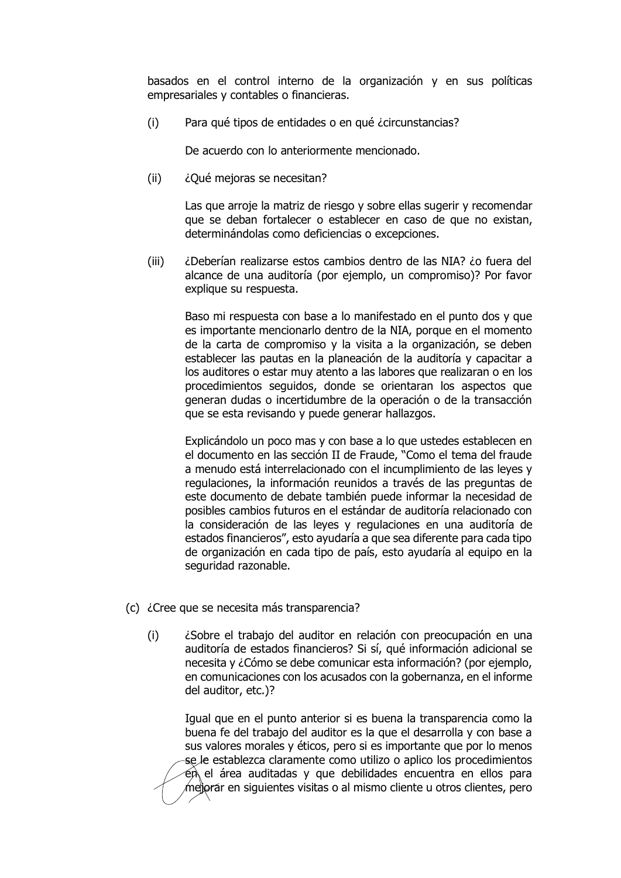basados en el control interno de la organización y en sus políticas empresariales y contables o financieras.

(i) Para qué tipos de entidades o en qué ¿circunstancias?

De acuerdo con lo anteriormente mencionado.

(ii) ¿Qué mejoras se necesitan?

Las que arroje la matriz de riesgo y sobre ellas sugerir y recomendar que se deban fortalecer o establecer en caso de que no existan, determinándolas como deficiencias o excepciones.

(iii) ¿Deberían realizarse estos cambios dentro de las NIA? ¿o fuera del alcance de una auditoría (por ejemplo, un compromiso)? Por favor explique su respuesta.

Baso mi respuesta con base a lo manifestado en el punto dos y que es importante mencionarlo dentro de la NIA, porque en el momento de la carta de compromiso y la visita a la organización, se deben establecer las pautas en la planeación de la auditoría y capacitar a los auditores o estar muy atento a las labores que realizaran o en los procedimientos seguidos, donde se orientaran los aspectos que generan dudas o incertidumbre de la operación o de la transacción que se esta revisando y puede generar hallazgos.

Explicándolo un poco mas y con base a lo que ustedes establecen en el documento en las sección II de Fraude, "Como el tema del fraude a menudo está interrelacionado con el incumplimiento de las leyes y regulaciones, la información reunidos a través de las preguntas de este documento de debate también puede informar la necesidad de posibles cambios futuros en el estándar de auditoría relacionado con la consideración de las leyes y regulaciones en una auditoría de estados financieros", esto ayudaría a que sea diferente para cada tipo de organización en cada tipo de país, esto ayudaría al equipo en la seguridad razonable.

(c) ¿Cree que se necesita más transparencia?

(i) ¿Sobre el trabajo del auditor en relación con preocupación en una auditoría de estados financieros? Si sí, qué información adicional se necesita y ¿Cómo se debe comunicar esta información? (por ejemplo, en comunicaciones con los acusados con la gobernanza, en el informe del auditor, etc.)?

Igual que en el punto anterior si es buena la transparencia como la buena fe del trabajo del auditor es la que el desarrolla y con base a sus valores morales y éticos, pero si es importante que por lo menos se le establezca claramente como utilizo o aplico los procedimientos en el área auditadas y que debilidades encuentra en ellos para mejorar en siguientes visitas o al mismo cliente u otros clientes, pero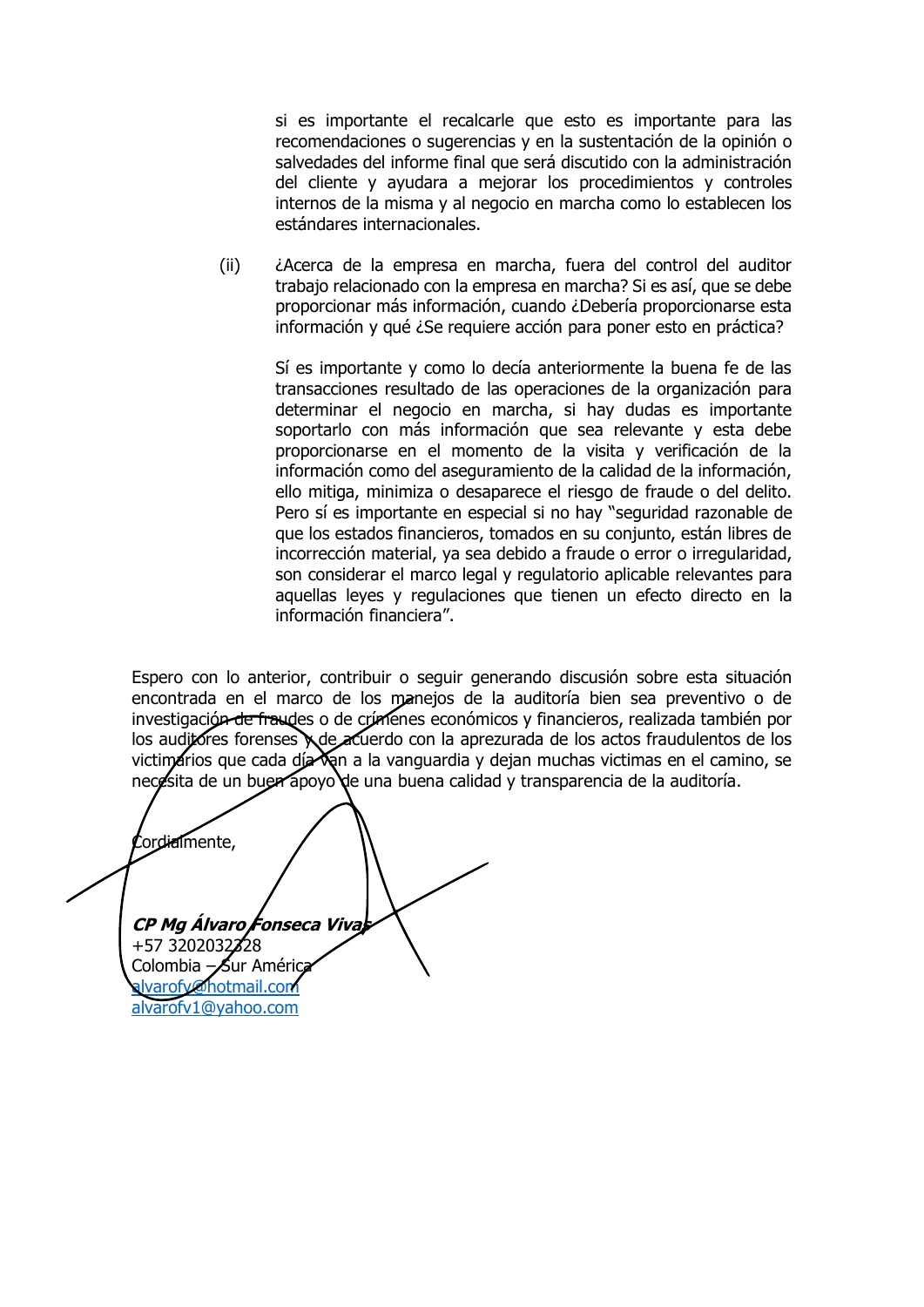si es importante el recalcarle que esto es importante para las recomendaciones o sugerencias y en la sustentación de la opinión o salvedades del informe final que será discutido con la administración del cliente y ayudara a mejorar los procedimientos y controles internos de la misma y al negocio en marcha como lo establecen los estándares internacionales.

(ii) ¿Acerca de la empresa en marcha, fuera del control del auditor trabajo relacionado con la empresa en marcha? Si es así, que se debe proporcionar más información, cuando ¿Debería proporcionarse esta información y qué ¿Se requiere acción para poner esto en práctica?

Sí es importante y como lo decía anteriormente la buena fe de las transacciones resultado de las operaciones de la organización para determinar el negocio en marcha, si hay dudas es importante soportarlo con más información que sea relevante y esta debe proporcionarse en el momento de la visita y verificación de la información como del aseguramiento de la calidad de la información, ello mitiga, minimiza o desaparece el riesgo de fraude o del delito. Pero sí es importante en especial si no hay "seguridad razonable de que los estados financieros, tomados en su conjunto, están libres de incorrección material, ya sea debido a fraude o error o irregularidad, son considerar el marco legal y regulatorio aplicable relevantes para aquellas leyes y regulaciones que tienen un efecto directo en la información financiera".

Espero con lo anterior, contribuir o seguir generando discusión sobre esta situación encontrada en el marco de los manejos de la auditoría bien sea preventivo o de investigación de fraudes o de crímenes económicos y financieros, realizada también por los auditores forenses y de acuerdo con la aprezurada de los actos fraudulentos de los victimarios que cada día van a la vanguardia y dejan muchas victimas en el camino, se necesita de un buen apoyo de una buena calidad y transparencia de la auditoría.

Cordialmente,

***CP Mg Álvaro Fonseca Vivas***
+57 3202032328
Colombia – Sur América
alvarofv@hotmail.com
alvarofv1@yahoo.com